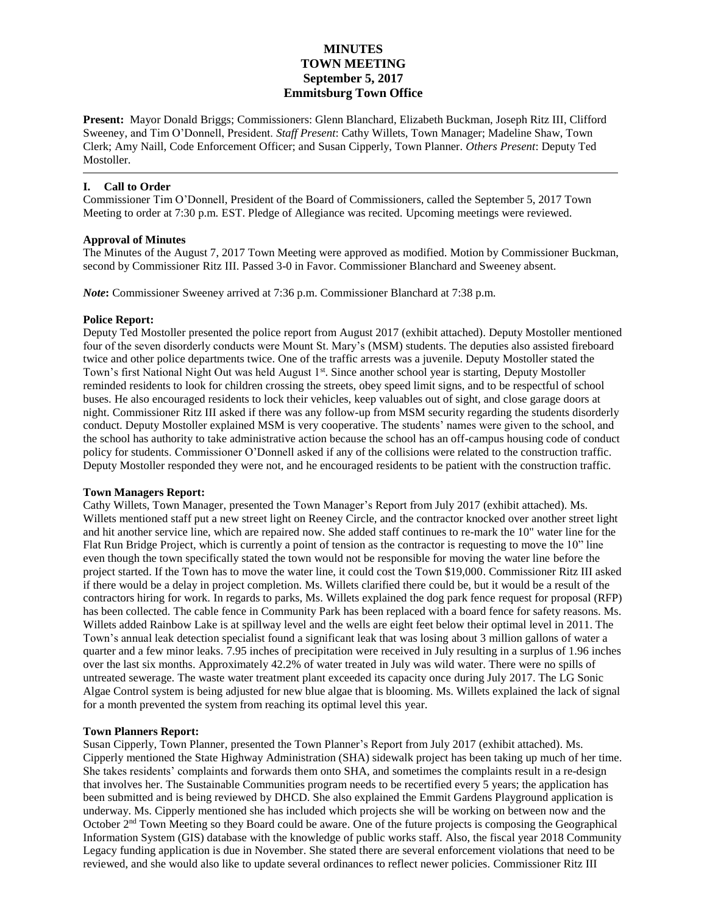# MINUTES
# TOWN MEETING
# September 5, 2017
# Emmitsburg Town Office

**Present:** Mayor Donald Briggs; Commissioners: Glenn Blanchard, Elizabeth Buckman, Joseph Ritz III, Clifford Sweeney, and Tim O'Donnell, President. *Staff Present*: Cathy Willets, Town Manager; Madeline Shaw, Town Clerk; Amy Naill, Code Enforcement Officer; and Susan Cipperly, Town Planner. *Others Present*: Deputy Ted Mostoller.

---

### I. Call to Order

Commissioner Tim O'Donnell, President of the Board of Commissioners, called the September 5, 2017 Town Meeting to order at 7:30 p.m. EST. Pledge of Allegiance was recited. Upcoming meetings were reviewed.

**Approval of Minutes**

The Minutes of the August 7, 2017 Town Meeting were approved as modified. Motion by Commissioner Buckman, second by Commissioner Ritz III. Passed 3-0 in Favor. Commissioner Blanchard and Sweeney absent.

***Note*:** Commissioner Sweeney arrived at 7:36 p.m. Commissioner Blanchard at 7:38 p.m.

**Police Report:**

Deputy Ted Mostoller presented the police report from August 2017 (exhibit attached). Deputy Mostoller mentioned four of the seven disorderly conducts were Mount St. Mary's (MSM) students. The deputies also assisted fireboard twice and other police departments twice. One of the traffic arrests was a juvenile. Deputy Mostoller stated the Town's first National Night Out was held August 1st. Since another school year is starting, Deputy Mostoller reminded residents to look for children crossing the streets, obey speed limit signs, and to be respectful of school buses. He also encouraged residents to lock their vehicles, keep valuables out of sight, and close garage doors at night. Commissioner Ritz III asked if there was any follow-up from MSM security regarding the students disorderly conduct. Deputy Mostoller explained MSM is very cooperative. The students' names were given to the school, and the school has authority to take administrative action because the school has an off-campus housing code of conduct policy for students. Commissioner O'Donnell asked if any of the collisions were related to the construction traffic. Deputy Mostoller responded they were not, and he encouraged residents to be patient with the construction traffic.

**Town Managers Report:**

Cathy Willets, Town Manager, presented the Town Manager's Report from July 2017 (exhibit attached). Ms. Willets mentioned staff put a new street light on Reeney Circle, and the contractor knocked over another street light and hit another service line, which are repaired now. She added staff continues to re-mark the 10" water line for the Flat Run Bridge Project, which is currently a point of tension as the contractor is requesting to move the 10" line even though the town specifically stated the town would not be responsible for moving the water line before the project started. If the Town has to move the water line, it could cost the Town $19,000. Commissioner Ritz III asked if there would be a delay in project completion. Ms. Willets clarified there could be, but it would be a result of the contractors hiring for work. In regards to parks, Ms. Willets explained the dog park fence request for proposal (RFP) has been collected. The cable fence in Community Park has been replaced with a board fence for safety reasons. Ms. Willets added Rainbow Lake is at spillway level and the wells are eight feet below their optimal level in 2011. The Town's annual leak detection specialist found a significant leak that was losing about 3 million gallons of water a quarter and a few minor leaks. 7.95 inches of precipitation were received in July resulting in a surplus of 1.96 inches over the last six months. Approximately 42.2% of water treated in July was wild water. There were no spills of untreated sewerage. The waste water treatment plant exceeded its capacity once during July 2017. The LG Sonic Algae Control system is being adjusted for new blue algae that is blooming. Ms. Willets explained the lack of signal for a month prevented the system from reaching its optimal level this year.

**Town Planners Report:**

Susan Cipperly, Town Planner, presented the Town Planner's Report from July 2017 (exhibit attached). Ms. Cipperly mentioned the State Highway Administration (SHA) sidewalk project has been taking up much of her time. She takes residents' complaints and forwards them onto SHA, and sometimes the complaints result in a re-design that involves her. The Sustainable Communities program needs to be recertified every 5 years; the application has been submitted and is being reviewed by DHCD. She also explained the Emmit Gardens Playground application is underway. Ms. Cipperly mentioned she has included which projects she will be working on between now and the October 2nd Town Meeting so they Board could be aware. One of the future projects is composing the Geographical Information System (GIS) database with the knowledge of public works staff. Also, the fiscal year 2018 Community Legacy funding application is due in November. She stated there are several enforcement violations that need to be reviewed, and she would also like to update several ordinances to reflect newer policies. Commissioner Ritz III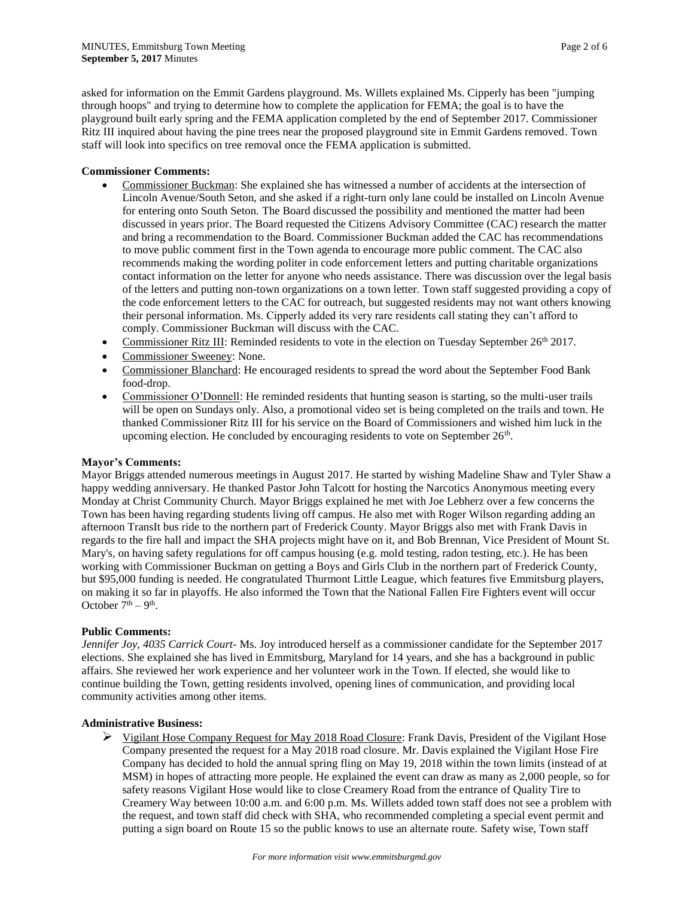asked for information on the Emmit Gardens playground. Ms. Willets explained Ms. Cipperly has been "jumping through hoops" and trying to determine how to complete the application for FEMA; the goal is to have the playground built early spring and the FEMA application completed by the end of September 2017. Commissioner Ritz III inquired about having the pine trees near the proposed playground site in Emmit Gardens removed. Town staff will look into specifics on tree removal once the FEMA application is submitted.

**Commissioner Comments:**

- Commissioner Buckman: She explained she has witnessed a number of accidents at the intersection of Lincoln Avenue/South Seton, and she asked if a right-turn only lane could be installed on Lincoln Avenue for entering onto South Seton. The Board discussed the possibility and mentioned the matter had been discussed in years prior. The Board requested the Citizens Advisory Committee (CAC) research the matter and bring a recommendation to the Board. Commissioner Buckman added the CAC has recommendations to move public comment first in the Town agenda to encourage more public comment. The CAC also recommends making the wording politer in code enforcement letters and putting charitable organizations contact information on the letter for anyone who needs assistance. There was discussion over the legal basis of the letters and putting non-town organizations on a town letter. Town staff suggested providing a copy of the code enforcement letters to the CAC for outreach, but suggested residents may not want others knowing their personal information. Ms. Cipperly added its very rare residents call stating they can't afford to comply. Commissioner Buckman will discuss with the CAC.
- Commissioner Ritz III: Reminded residents to vote in the election on Tuesday September 26th 2017.
- Commissioner Sweeney: None.
- Commissioner Blanchard: He encouraged residents to spread the word about the September Food Bank food-drop.
- Commissioner O'Donnell: He reminded residents that hunting season is starting, so the multi-user trails will be open on Sundays only. Also, a promotional video set is being completed on the trails and town. He thanked Commissioner Ritz III for his service on the Board of Commissioners and wished him luck in the upcoming election. He concluded by encouraging residents to vote on September 26th.

**Mayor's Comments:**

Mayor Briggs attended numerous meetings in August 2017. He started by wishing Madeline Shaw and Tyler Shaw a happy wedding anniversary. He thanked Pastor John Talcott for hosting the Narcotics Anonymous meeting every Monday at Christ Community Church. Mayor Briggs explained he met with Joe Lebherz over a few concerns the Town has been having regarding students living off campus. He also met with Roger Wilson regarding adding an afternoon TransIt bus ride to the northern part of Frederick County. Mayor Briggs also met with Frank Davis in regards to the fire hall and impact the SHA projects might have on it, and Bob Brennan, Vice President of Mount St. Mary's, on having safety regulations for off campus housing (e.g. mold testing, radon testing, etc.). He has been working with Commissioner Buckman on getting a Boys and Girls Club in the northern part of Frederick County, but $95,000 funding is needed. He congratulated Thurmont Little League, which features five Emmitsburg players, on making it so far in playoffs. He also informed the Town that the National Fallen Fire Fighters event will occur October 7th – 9th.

**Public Comments:**

*Jennifer Joy, 4035 Carrick Court-* Ms. Joy introduced herself as a commissioner candidate for the September 2017 elections. She explained she has lived in Emmitsburg, Maryland for 14 years, and she has a background in public affairs. She reviewed her work experience and her volunteer work in the Town. If elected, she would like to continue building the Town, getting residents involved, opening lines of communication, and providing local community activities among other items.

**Administrative Business:**

- Vigilant Hose Company Request for May 2018 Road Closure: Frank Davis, President of the Vigilant Hose Company presented the request for a May 2018 road closure. Mr. Davis explained the Vigilant Hose Fire Company has decided to hold the annual spring fling on May 19, 2018 within the town limits (instead of at MSM) in hopes of attracting more people. He explained the event can draw as many as 2,000 people, so for safety reasons Vigilant Hose would like to close Creamery Road from the entrance of Quality Tire to Creamery Way between 10:00 a.m. and 6:00 p.m. Ms. Willets added town staff does not see a problem with the request, and town staff did check with SHA, who recommended completing a special event permit and putting a sign board on Route 15 so the public knows to use an alternate route. Safety wise, Town staff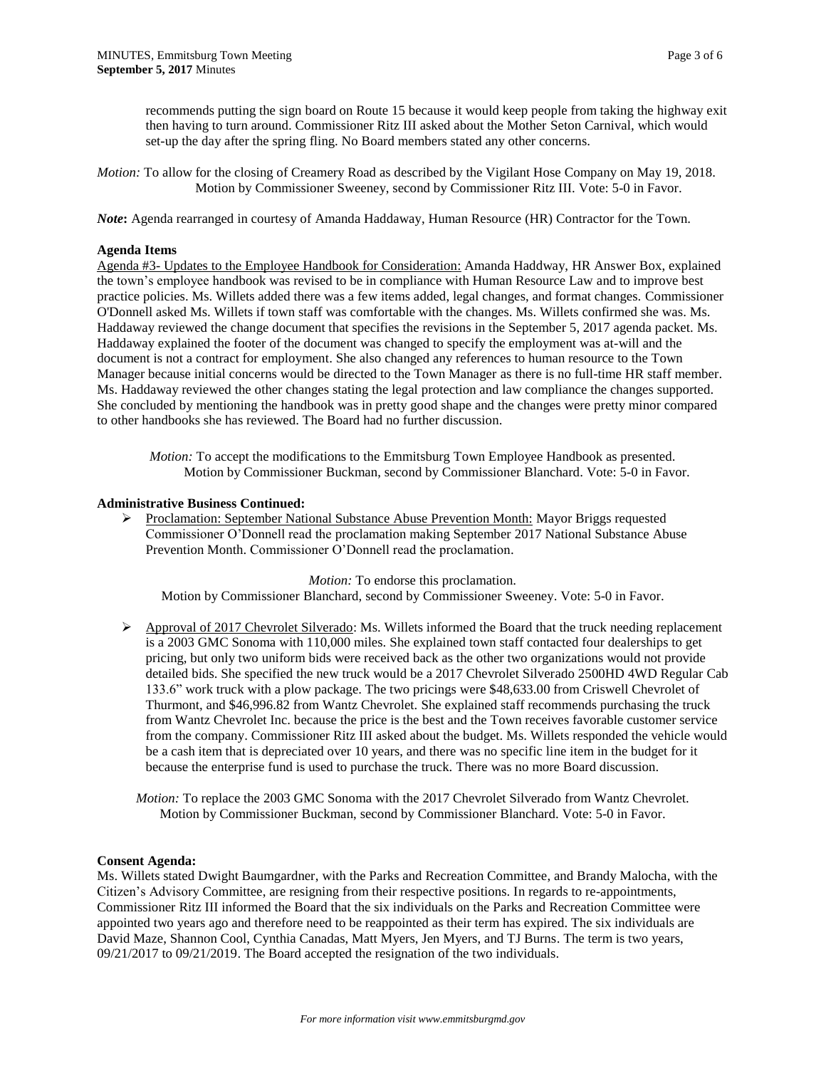recommends putting the sign board on Route 15 because it would keep people from taking the highway exit then having to turn around. Commissioner Ritz III asked about the Mother Seton Carnival, which would set-up the day after the spring fling. No Board members stated any other concerns.

*Motion:* To allow for the closing of Creamery Road as described by the Vigilant Hose Company on May 19, 2018.
Motion by Commissioner Sweeney, second by Commissioner Ritz III. Vote: 5-0 in Favor.

***Note*:** Agenda rearranged in courtesy of Amanda Haddaway, Human Resource (HR) Contractor for the Town.

**Agenda Items**

Agenda #3- Updates to the Employee Handbook for Consideration: Amanda Haddway, HR Answer Box, explained the town's employee handbook was revised to be in compliance with Human Resource Law and to improve best practice policies. Ms. Willets added there was a few items added, legal changes, and format changes. Commissioner O'Donnell asked Ms. Willets if town staff was comfortable with the changes. Ms. Willets confirmed she was. Ms. Haddaway reviewed the change document that specifies the revisions in the September 5, 2017 agenda packet. Ms. Haddaway explained the footer of the document was changed to specify the employment was at-will and the document is not a contract for employment. She also changed any references to human resource to the Town Manager because initial concerns would be directed to the Town Manager as there is no full-time HR staff member. Ms. Haddaway reviewed the other changes stating the legal protection and law compliance the changes supported. She concluded by mentioning the handbook was in pretty good shape and the changes were pretty minor compared to other handbooks she has reviewed. The Board had no further discussion.

*Motion:* To accept the modifications to the Emmitsburg Town Employee Handbook as presented.
Motion by Commissioner Buckman, second by Commissioner Blanchard. Vote: 5-0 in Favor.

**Administrative Business Continued:**

- Proclamation: September National Substance Abuse Prevention Month: Mayor Briggs requested Commissioner O'Donnell read the proclamation making September 2017 National Substance Abuse Prevention Month. Commissioner O'Donnell read the proclamation.

  *Motion:* To endorse this proclamation.
  Motion by Commissioner Blanchard, second by Commissioner Sweeney. Vote: 5-0 in Favor.

- Approval of 2017 Chevrolet Silverado: Ms. Willets informed the Board that the truck needing replacement is a 2003 GMC Sonoma with 110,000 miles. She explained town staff contacted four dealerships to get pricing, but only two uniform bids were received back as the other two organizations would not provide detailed bids. She specified the new truck would be a 2017 Chevrolet Silverado 2500HD 4WD Regular Cab 133.6" work truck with a plow package. The two pricings were $48,633.00 from Criswell Chevrolet of Thurmont, and $46,996.82 from Wantz Chevrolet. She explained staff recommends purchasing the truck from Wantz Chevrolet Inc. because the price is the best and the Town receives favorable customer service from the company. Commissioner Ritz III asked about the budget. Ms. Willets responded the vehicle would be a cash item that is depreciated over 10 years, and there was no specific line item in the budget for it because the enterprise fund is used to purchase the truck. There was no more Board discussion.

  *Motion:* To replace the 2003 GMC Sonoma with the 2017 Chevrolet Silverado from Wantz Chevrolet.
  Motion by Commissioner Buckman, second by Commissioner Blanchard. Vote: 5-0 in Favor.

**Consent Agenda:**

Ms. Willets stated Dwight Baumgardner, with the Parks and Recreation Committee, and Brandy Malocha, with the Citizen's Advisory Committee, are resigning from their respective positions. In regards to re-appointments, Commissioner Ritz III informed the Board that the six individuals on the Parks and Recreation Committee were appointed two years ago and therefore need to be reappointed as their term has expired. The six individuals are David Maze, Shannon Cool, Cynthia Canadas, Matt Myers, Jen Myers, and TJ Burns. The term is two years, 09/21/2017 to 09/21/2019. The Board accepted the resignation of the two individuals.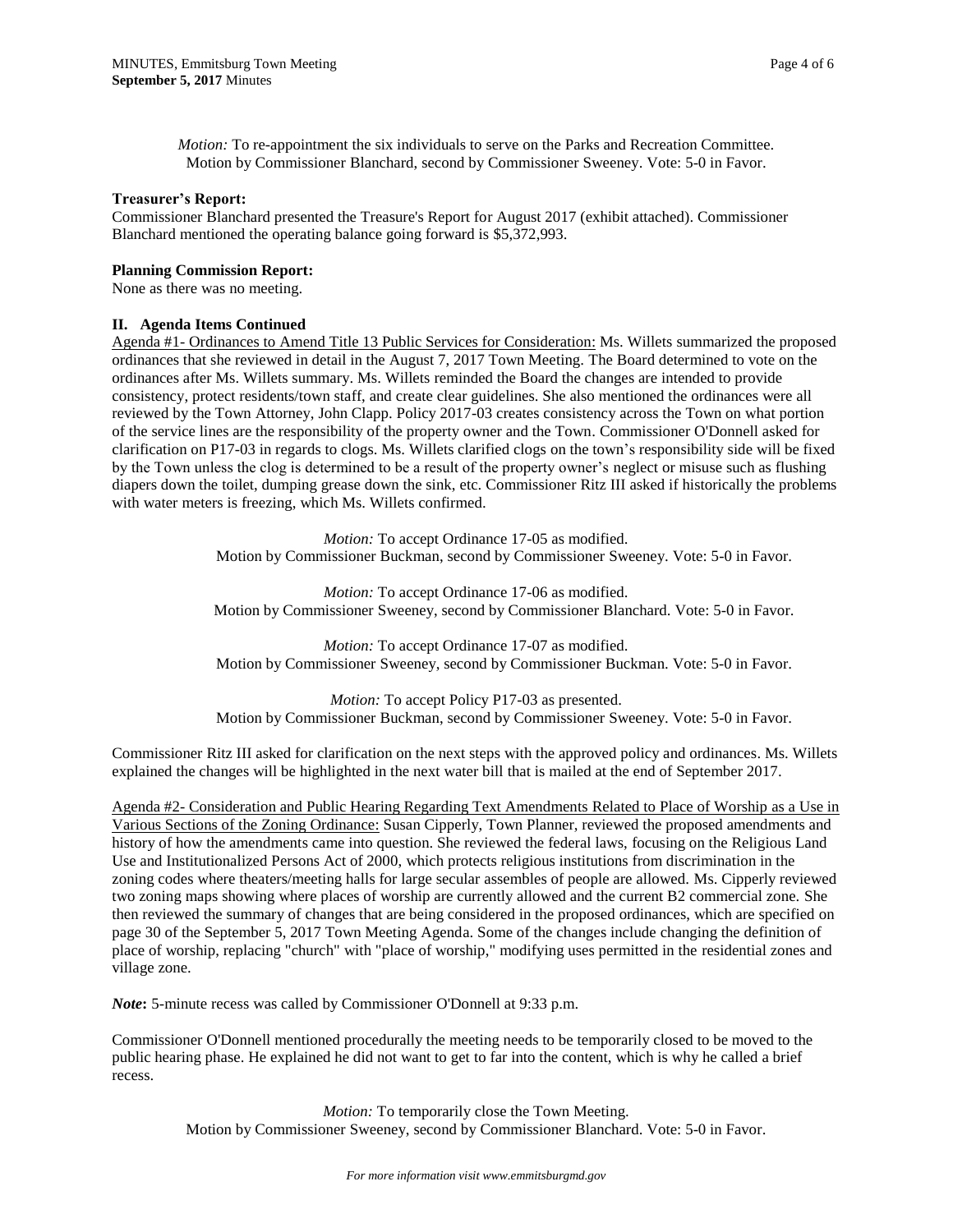*Motion:* To re-appointment the six individuals to serve on the Parks and Recreation Committee.
Motion by Commissioner Blanchard, second by Commissioner Sweeney. Vote: 5-0 in Favor.

**Treasurer's Report:**
Commissioner Blanchard presented the Treasure's Report for August 2017 (exhibit attached). Commissioner Blanchard mentioned the operating balance going forward is $5,372,993.

**Planning Commission Report:**
None as there was no meeting.

**II. Agenda Items Continued**

Agenda #1- Ordinances to Amend Title 13 Public Services for Consideration: Ms. Willets summarized the proposed ordinances that she reviewed in detail in the August 7, 2017 Town Meeting. The Board determined to vote on the ordinances after Ms. Willets summary. Ms. Willets reminded the Board the changes are intended to provide consistency, protect residents/town staff, and create clear guidelines. She also mentioned the ordinances were all reviewed by the Town Attorney, John Clapp. Policy 2017-03 creates consistency across the Town on what portion of the service lines are the responsibility of the property owner and the Town. Commissioner O'Donnell asked for clarification on P17-03 in regards to clogs. Ms. Willets clarified clogs on the town's responsibility side will be fixed by the Town unless the clog is determined to be a result of the property owner's neglect or misuse such as flushing diapers down the toilet, dumping grease down the sink, etc. Commissioner Ritz III asked if historically the problems with water meters is freezing, which Ms. Willets confirmed.

*Motion:* To accept Ordinance 17-05 as modified.
Motion by Commissioner Buckman, second by Commissioner Sweeney. Vote: 5-0 in Favor.

*Motion:* To accept Ordinance 17-06 as modified.
Motion by Commissioner Sweeney, second by Commissioner Blanchard. Vote: 5-0 in Favor.

*Motion:* To accept Ordinance 17-07 as modified.
Motion by Commissioner Sweeney, second by Commissioner Buckman. Vote: 5-0 in Favor.

*Motion:* To accept Policy P17-03 as presented.
Motion by Commissioner Buckman, second by Commissioner Sweeney. Vote: 5-0 in Favor.

Commissioner Ritz III asked for clarification on the next steps with the approved policy and ordinances. Ms. Willets explained the changes will be highlighted in the next water bill that is mailed at the end of September 2017.

Agenda #2- Consideration and Public Hearing Regarding Text Amendments Related to Place of Worship as a Use in Various Sections of the Zoning Ordinance: Susan Cipperly, Town Planner, reviewed the proposed amendments and history of how the amendments came into question. She reviewed the federal laws, focusing on the Religious Land Use and Institutionalized Persons Act of 2000, which protects religious institutions from discrimination in the zoning codes where theaters/meeting halls for large secular assembles of people are allowed. Ms. Cipperly reviewed two zoning maps showing where places of worship are currently allowed and the current B2 commercial zone. She then reviewed the summary of changes that are being considered in the proposed ordinances, which are specified on page 30 of the September 5, 2017 Town Meeting Agenda. Some of the changes include changing the definition of place of worship, replacing "church" with "place of worship," modifying uses permitted in the residential zones and village zone.

***Note*:** 5-minute recess was called by Commissioner O'Donnell at 9:33 p.m.

Commissioner O'Donnell mentioned procedurally the meeting needs to be temporarily closed to be moved to the public hearing phase. He explained he did not want to get to far into the content, which is why he called a brief recess.

*Motion:* To temporarily close the Town Meeting.
Motion by Commissioner Sweeney, second by Commissioner Blanchard. Vote: 5-0 in Favor.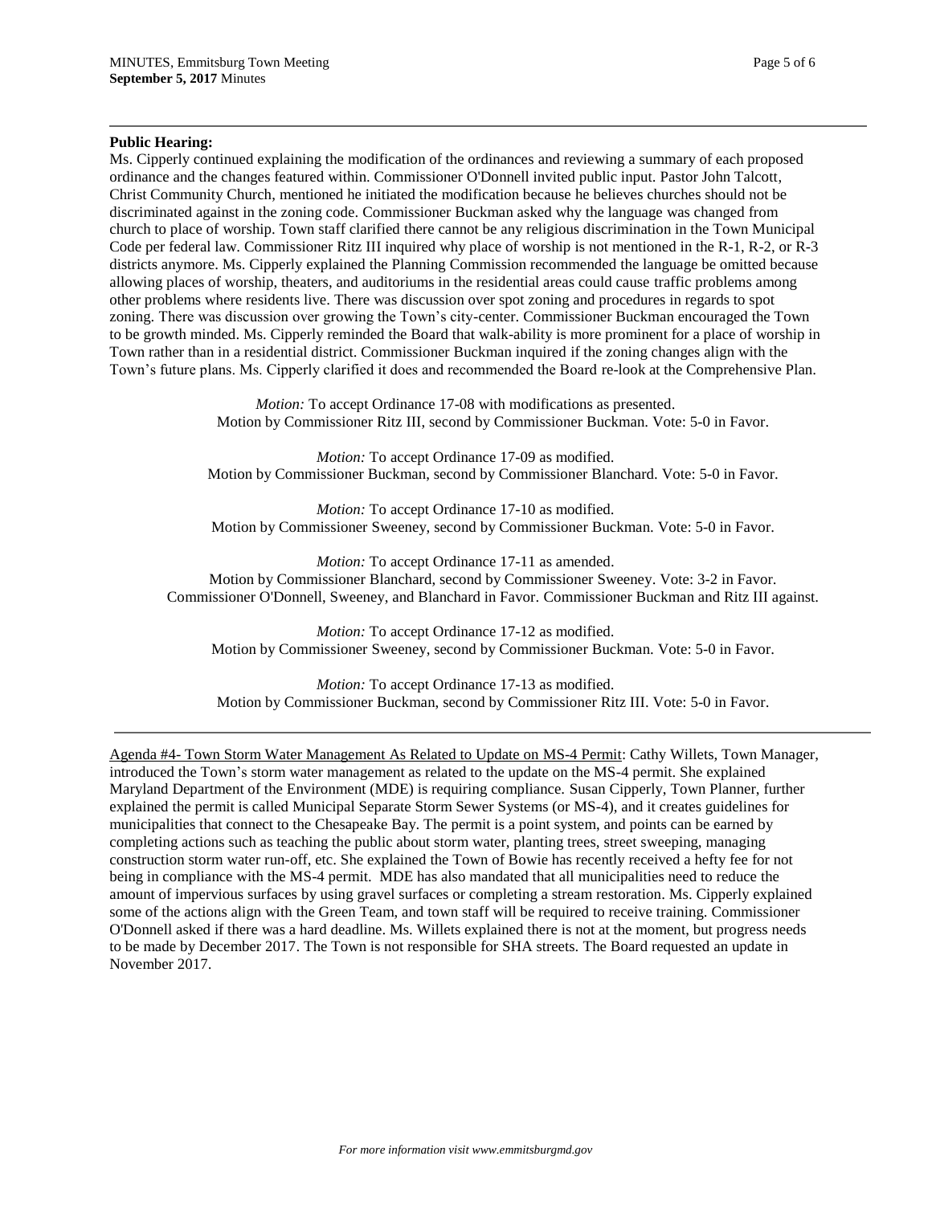**Public Hearing:**

Ms. Cipperly continued explaining the modification of the ordinances and reviewing a summary of each proposed ordinance and the changes featured within. Commissioner O'Donnell invited public input. Pastor John Talcott, Christ Community Church, mentioned he initiated the modification because he believes churches should not be discriminated against in the zoning code. Commissioner Buckman asked why the language was changed from church to place of worship. Town staff clarified there cannot be any religious discrimination in the Town Municipal Code per federal law. Commissioner Ritz III inquired why place of worship is not mentioned in the R-1, R-2, or R-3 districts anymore. Ms. Cipperly explained the Planning Commission recommended the language be omitted because allowing places of worship, theaters, and auditoriums in the residential areas could cause traffic problems among other problems where residents live. There was discussion over spot zoning and procedures in regards to spot zoning. There was discussion over growing the Town's city-center. Commissioner Buckman encouraged the Town to be growth minded. Ms. Cipperly reminded the Board that walk-ability is more prominent for a place of worship in Town rather than in a residential district. Commissioner Buckman inquired if the zoning changes align with the Town's future plans. Ms. Cipperly clarified it does and recommended the Board re-look at the Comprehensive Plan.

*Motion:* To accept Ordinance 17-08 with modifications as presented.
Motion by Commissioner Ritz III, second by Commissioner Buckman. Vote: 5-0 in Favor.

*Motion:* To accept Ordinance 17-09 as modified.
Motion by Commissioner Buckman, second by Commissioner Blanchard. Vote: 5-0 in Favor.

*Motion:* To accept Ordinance 17-10 as modified.
Motion by Commissioner Sweeney, second by Commissioner Buckman. Vote: 5-0 in Favor.

*Motion:* To accept Ordinance 17-11 as amended.
Motion by Commissioner Blanchard, second by Commissioner Sweeney. Vote: 3-2 in Favor.
Commissioner O'Donnell, Sweeney, and Blanchard in Favor. Commissioner Buckman and Ritz III against.

*Motion:* To accept Ordinance 17-12 as modified.
Motion by Commissioner Sweeney, second by Commissioner Buckman. Vote: 5-0 in Favor.

*Motion:* To accept Ordinance 17-13 as modified.
Motion by Commissioner Buckman, second by Commissioner Ritz III. Vote: 5-0 in Favor.

---

Agenda #4- Town Storm Water Management As Related to Update on MS-4 Permit: Cathy Willets, Town Manager, introduced the Town's storm water management as related to the update on the MS-4 permit. She explained Maryland Department of the Environment (MDE) is requiring compliance. Susan Cipperly, Town Planner, further explained the permit is called Municipal Separate Storm Sewer Systems (or MS-4), and it creates guidelines for municipalities that connect to the Chesapeake Bay. The permit is a point system, and points can be earned by completing actions such as teaching the public about storm water, planting trees, street sweeping, managing construction storm water run-off, etc. She explained the Town of Bowie has recently received a hefty fee for not being in compliance with the MS-4 permit. MDE has also mandated that all municipalities need to reduce the amount of impervious surfaces by using gravel surfaces or completing a stream restoration. Ms. Cipperly explained some of the actions align with the Green Team, and town staff will be required to receive training. Commissioner O'Donnell asked if there was a hard deadline. Ms. Willets explained there is not at the moment, but progress needs to be made by December 2017. The Town is not responsible for SHA streets. The Board requested an update in November 2017.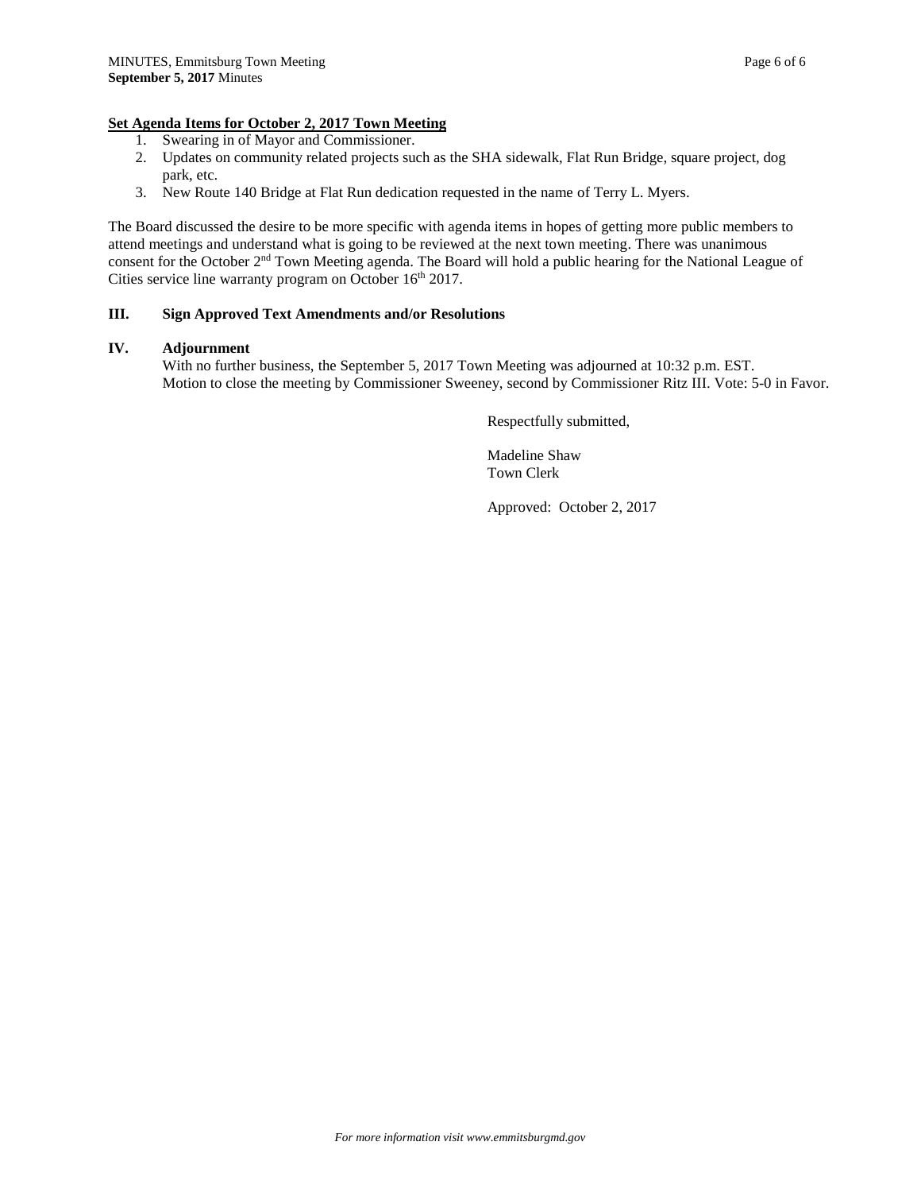**Set Agenda Items for October 2, 2017 Town Meeting**

1. Swearing in of Mayor and Commissioner.
2. Updates on community related projects such as the SHA sidewalk, Flat Run Bridge, square project, dog park, etc.
3. New Route 140 Bridge at Flat Run dedication requested in the name of Terry L. Myers.

The Board discussed the desire to be more specific with agenda items in hopes of getting more public members to attend meetings and understand what is going to be reviewed at the next town meeting. There was unanimous consent for the October 2nd Town Meeting agenda. The Board will hold a public hearing for the National League of Cities service line warranty program on October 16th 2017.

## III. Sign Approved Text Amendments and/or Resolutions

## IV. Adjournment

With no further business, the September 5, 2017 Town Meeting was adjourned at 10:32 p.m. EST. Motion to close the meeting by Commissioner Sweeney, second by Commissioner Ritz III. Vote: 5-0 in Favor.

Respectfully submitted,

Madeline Shaw
Town Clerk

Approved: October 2, 2017

*For more information visit www.emmitsburgmd.gov*